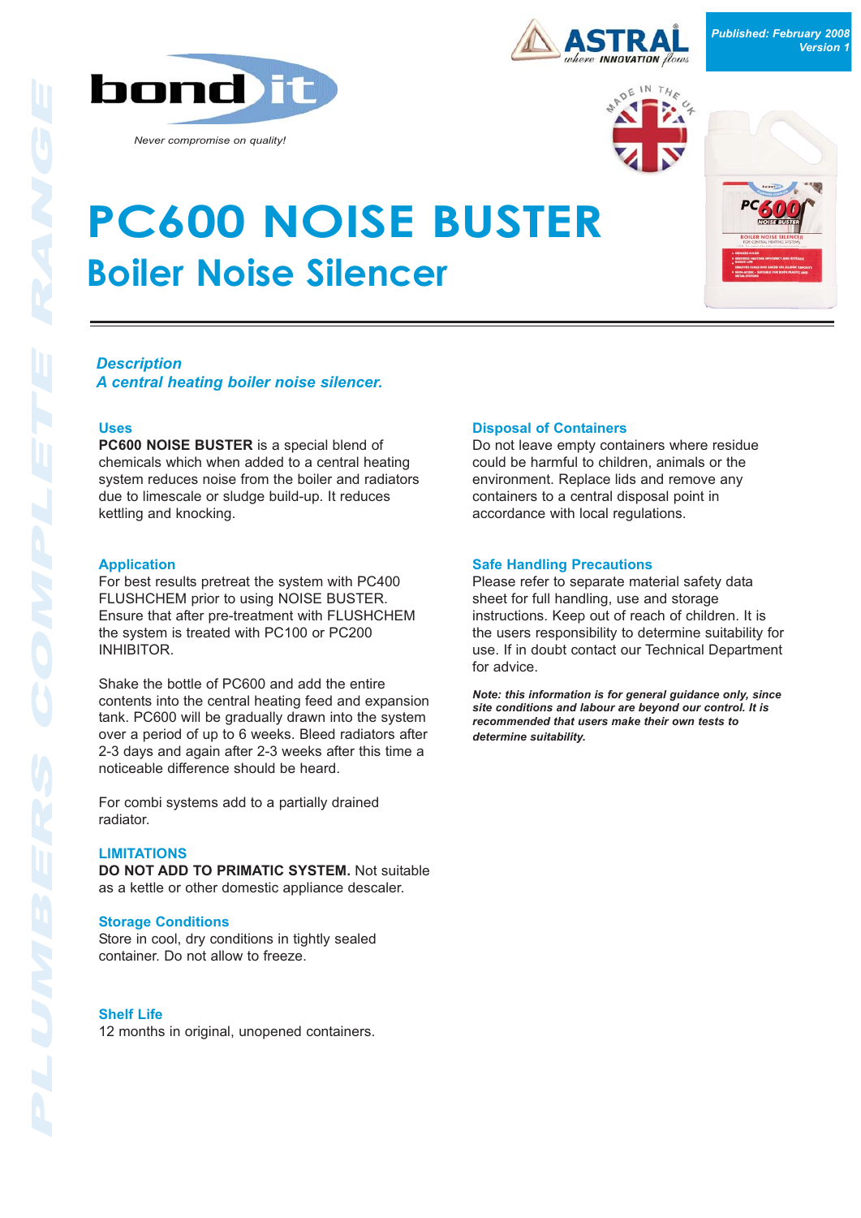bond it

*Never compromise on quality!*

ASTRAL *where INNOVATION flows*

*Published: February 2008*
*Version 1*

MADE IN THE UK

PLUMBERS COMPLETE RANGE

# PC600 NOISE BUSTER

## Boiler Noise Silencer

### *Description*

### *A central heating boiler noise silencer.*

### Uses

**PC600 NOISE BUSTER** is a special blend of chemicals which when added to a central heating system reduces noise from the boiler and radiators due to limescale or sludge build-up. It reduces kettling and knocking.

### Application

For best results pretreat the system with PC400 FLUSHCHEM prior to using NOISE BUSTER. Ensure that after pre-treatment with FLUSHCHEM the system is treated with PC100 or PC200 INHIBITOR.

Shake the bottle of PC600 and add the entire contents into the central heating feed and expansion tank. PC600 will be gradually drawn into the system over a period of up to 6 weeks. Bleed radiators after 2-3 days and again after 2-3 weeks after this time a noticeable difference should be heard.

For combi systems add to a partially drained radiator.

### LIMITATIONS

**DO NOT ADD TO PRIMATIC SYSTEM.** Not suitable as a kettle or other domestic appliance descaler.

### Storage Conditions

Store in cool, dry conditions in tightly sealed container. Do not allow to freeze.

### Shelf Life

12 months in original, unopened containers.

### Disposal of Containers

Do not leave empty containers where residue could be harmful to children, animals or the environment. Replace lids and remove any containers to a central disposal point in accordance with local regulations.

### Safe Handling Precautions

Please refer to separate material safety data sheet for full handling, use and storage instructions. Keep out of reach of children. It is the users responsibility to determine suitability for use. If in doubt contact our Technical Department for advice.

***Note: this information is for general guidance only, since site conditions and labour are beyond our control. It is recommended that users make their own tests to determine suitability.***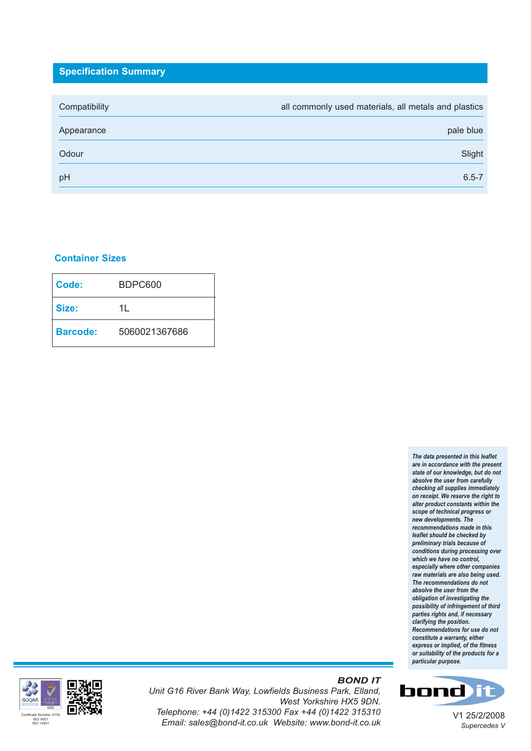## Specification Summary

| | |
|---|---|
| Compatibility | all commonly used materials, all metals and plastics |
| Appearance | pale blue |
| Odour | Slight |
| pH | 6.5-7 |

## Container Sizes

| | |
|---|---|
| **Code:** | BDPC600 |
| **Size:** | 1L |
| **Barcode:** | 5060021367686 |

*The data presented in this leaflet are in accordance with the present state of our knowledge, but do not absolve the user from carefully checking all supplies immediately on receipt. We reserve the right to alter product constants within the scope of technical progress or new developments. The recommendations made in this leaflet should be checked by preliminary trials because of conditions during processing over which we have no control, especially where other companies raw materials are also being used. The recommendations do not absolve the user from the obligation of investigating the possibility of infringement of third parties rights and, if necessary clarifying the position. Recommendations for use do not constitute a warranty, either express or implied, of the fitness or suitability of the products for a particular purpose.*

Certificate Number: 6152
ISO 9001
ISO 14001

***BOND IT***
*Unit G16 River Bank Way, Lowfields Business Park, Elland, West Yorkshire HX5 9DN.*
*Telephone: +44 (0)1422 315300 Fax +44 (0)1422 315310*
*Email: sales@bond-it.co.uk Website: www.bond-it.co.uk*

bond it

V1 25/2/2008
*Supercedes V*